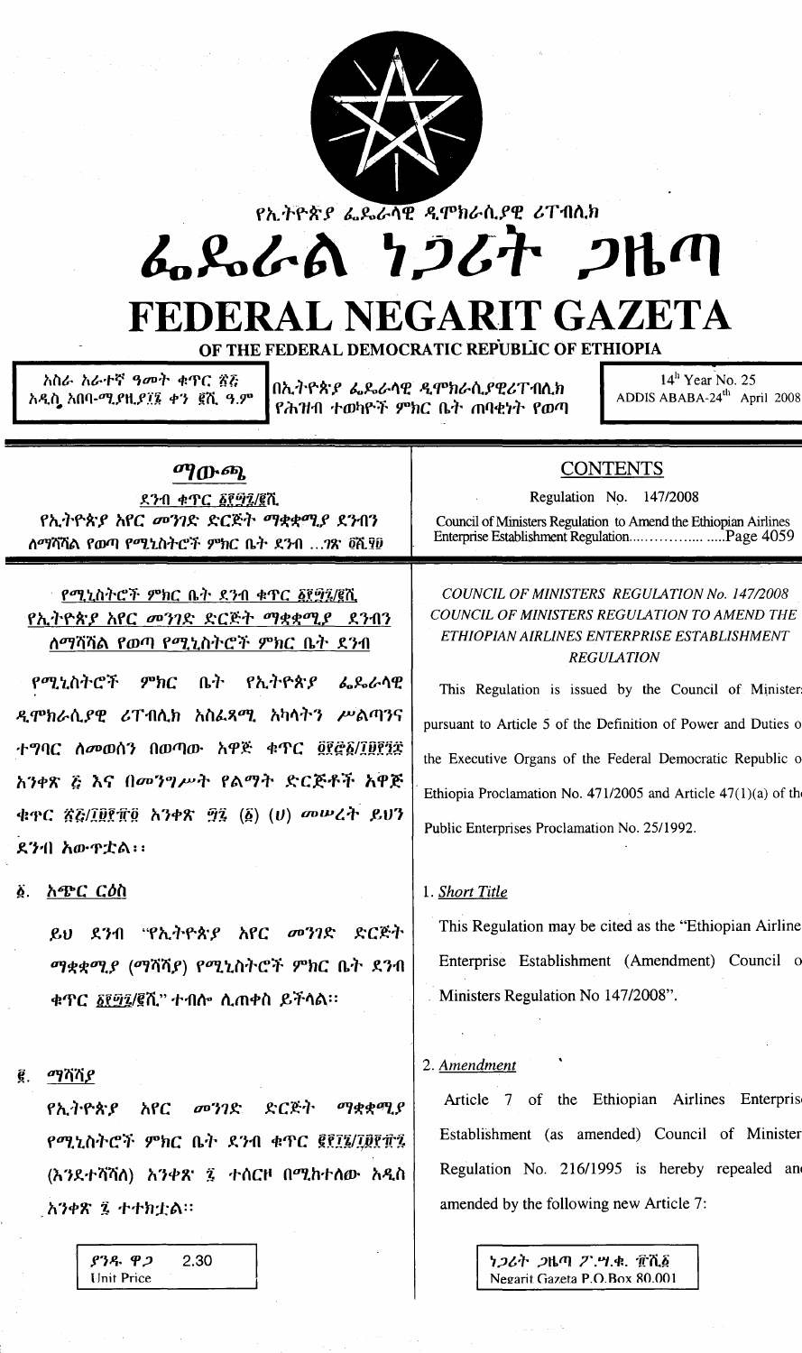የኢትዮጵያ ፌዴራላዊ ዲሞክራሲያዊ ሪፐብሊክ

# ፌዴራል ነጋሪት ጋዜጣ

# FEDERAL NEGARIT GAZETA

## OF THE FEDERAL DEMOCRATIC REPUBLIC OF ETHIOPIA

| አስራ አራተኛ ዓመት ቁጥር ፳፭ አዲስ አበባ-ሚያዚያ፲፮ ቀን ፪ሺ ዓ.ም | በኢትዮጵያ ፌዴራላዊ ዲሞክራሲያዊሪፐብሊክ የሕዝብ ተወካዮች ምክር ቤት ጠባቂነት የወጣ | 14[th] Year No. 25 ADDIS ABABA-24[th] April 2008 |
|---|---|---|

## ማውጫ

ደንብ ቁጥር ፩፻፵፯/፪ሺ

የኢትዮጵያ አየር መንገድ ድርጅት ማቋቋሚያ ደንብን ለማሻሻል የወጣ የሚኒስትሮች ምክር ቤት ደንብ ...ገጽ ፬ሺ፶፱

## CONTENTS

Regulation No. 147/2008

Council of Ministers Regulation to Amend the Ethiopian Airlines Enterprise Establishment Regulation.................Page 4059

---

### የሚኒስትሮች ምክር ቤት ደንብ ቁጥር ፩፻፵፯/፪ሺ የኢትዮጵያ አየር መንገድ ድርጅት ማቋቋሚያ ደንብን ለማሻሻል የወጣ የሚኒስትሮች ምክር ቤት ደንብ

የሚኒስትሮች ምክር ቤት የኢትዮጵያ ፌዴራላዊ ዲሞክራሲያዊ ሪፐብሊክ አስፈጻሚ አካላትን ሥልጣንና ተግባር ለመወሰን በወጣው አዋጅ ቁጥር ፬፻፸፩/፲፱፻፺፰ አንቀጽ ፭ እና በመንግሥት የልማት ድርጅቶች አዋጅ ቁጥር ፳፭/፲፱፻፹፬ አንቀጽ ፵፯ (፩) (ሀ) መሠረት ይህን ደንብ አውጥቷል፡፡

**፩. አጭር ርዕስ**

ይህ ደንብ "የኢትዮጵያ አየር መንገድ ድርጅት ማቋቋሚያ (ማሻሻያ) የሚኒስትሮች ምክር ቤት ደንብ ቁጥር ፩፻፵፯/፪ሺ" ተብሎ ሊጠቀስ ይችላል፡፡

**፪. ማሻሻያ**

የኢትዮጵያ አየር መንገድ ድርጅት ማቋቋሚያ የሚኒስትሮች ምክር ቤት ደንብ ቁጥር ፪፻፲፮/፲፱፻፹፯ (እንደተሻሻለ) አንቀጽ ፯ ተሰርዞ በሚከተለው አዲስ አንቀጽ ፯ ተተክቷል፡፡

### *COUNCIL OF MINISTERS REGULATION No. 147/2008 COUNCIL OF MINISTERS REGULATION TO AMEND THE ETHIOPIAN AIRLINES ENTERPRISE ESTABLISHMENT REGULATION*

This Regulation is issued by the Council of Ministers pursuant to Article 5 of the Definition of Power and Duties of the Executive Organs of the Federal Democratic Republic of Ethiopia Proclamation No. 471/2005 and Article 47(1)(a) of the Public Enterprises Proclamation No. 25/1992.

**1. *Short Title***

This Regulation may be cited as the "Ethiopian Airlines Enterprise Establishment (Amendment) Council of Ministers Regulation No 147/2008".

**2. *Amendment***

Article 7 of the Ethiopian Airlines Enterprise Establishment (as amended) Council of Ministers Regulation No. 216/1995 is hereby repealed and amended by the following new Article 7:

| ያንዱ ዋጋ 2.30 Unit Price | ነጋሪት ጋዜጣ ፖ.ሣ.ቁ. ፹ሺ፩ Negarit Gazeta P.O.Box 80.001 |
|---|---|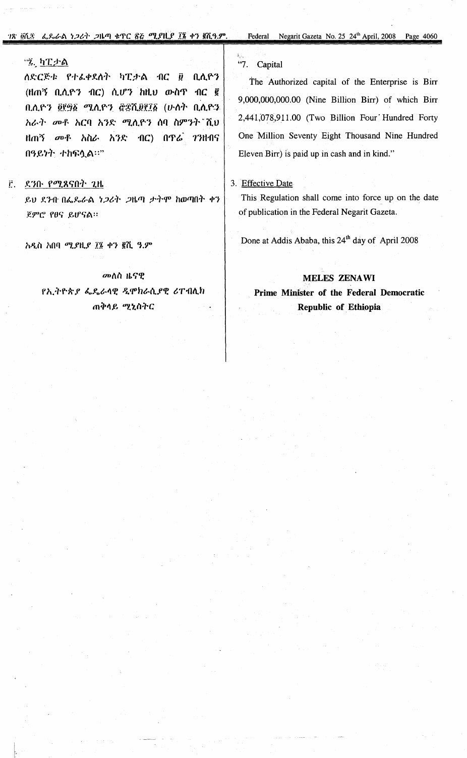"፯. ካፒታል

ለድርጅቱ የተፈቀደለት ካፒታል ብር ፱ ቢሊዮን (ዘጠኝ ቢሊዮን ብር) ሲሆን ከዚህ ውስጥ ብር ፪ ቢሊዮን ፬፻፵፩ ሚሊዮን ፸፰ሺ፱፻፲፩ (ሁለት ቢሊዮን አራት መቶ አርባ አንድ ሚሊዮን ሰባ ስምንት ሺህ ዘጠኝ መቶ አስራ አንድ ብር) በጥሬ ገንዘብና በዓይነት ተከፍሏል።"

፫. ደንቡ የሚጸናበት ጊዜ

ይህ ደንብ በፌዴራል ነጋሪት ጋዜጣ ታትሞ ከወጣበት ቀን ጀምሮ የፀና ይሆናል።

አዲስ አበባ ሚያዚያ ፲፮ ቀን ፪ሺ ዓ.ም

መለስ ዜናዊ

የኢትዮጵያ ፌዴራላዊ ዲሞክራሲያዊ ሪፐብሊክ ጠቅላይ ሚኒስትር

"7. Capital

The Authorized capital of the Enterprise is Birr 9,000,000,000.00 (Nine Billion Birr) of which Birr 2,441,078,911.00 (Two Billion Four Hundred Forty One Million Seventy Eight Thousand Nine Hundred Eleven Birr) is paid up in cash and in kind."

3. Effective Date

This Regulation shall come into force up on the date of publication in the Federal Negarit Gazeta.

Done at Addis Ababa, this 24th day of April 2008

**MELES ZENAWI**

**Prime Minister of the Federal Democratic Republic of Ethiopia**